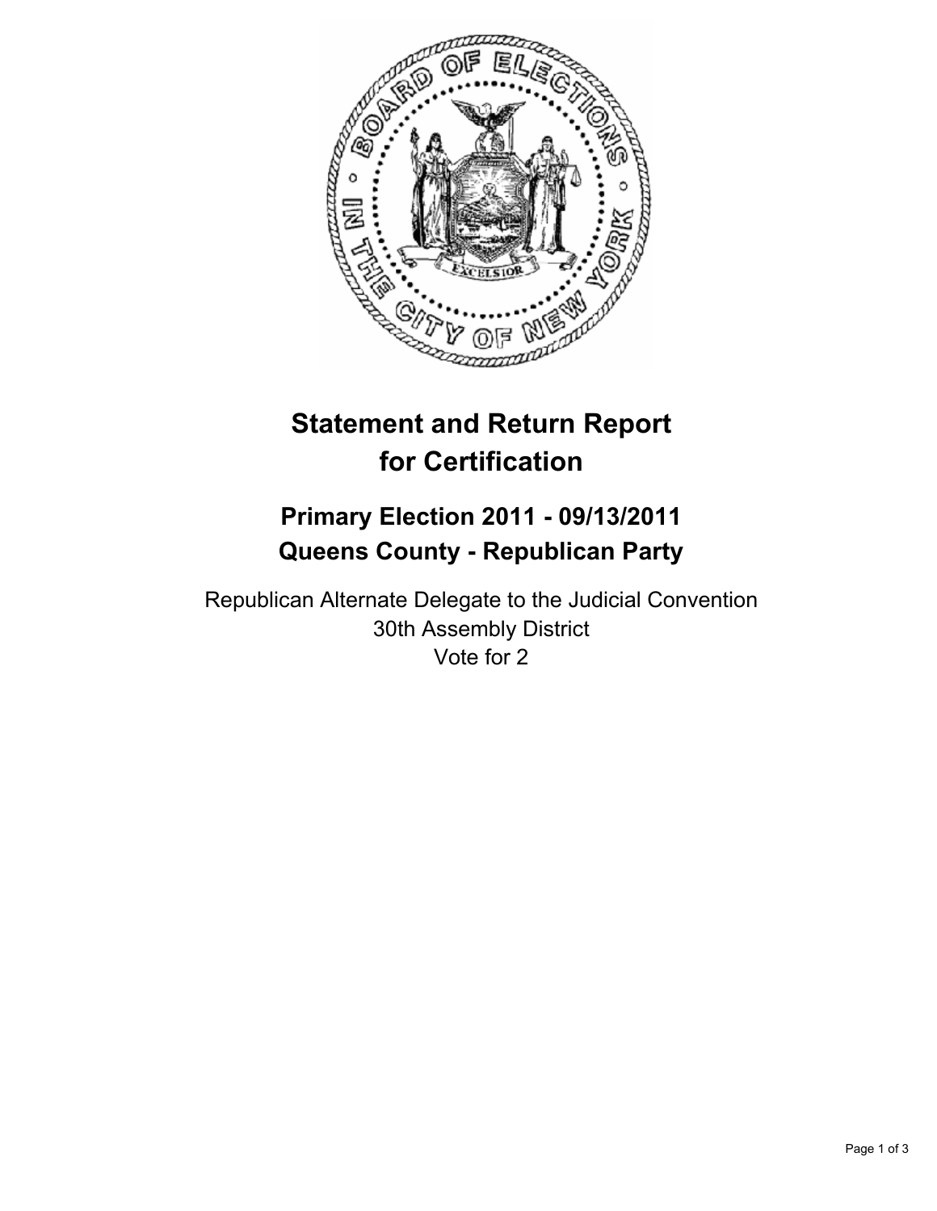# Statement and Return Report for Certification

## Primary Election 2011 - 09/13/2011
## Queens County - Republican Party

Republican Alternate Delegate to the Judicial Convention
30th Assembly District
Vote for 2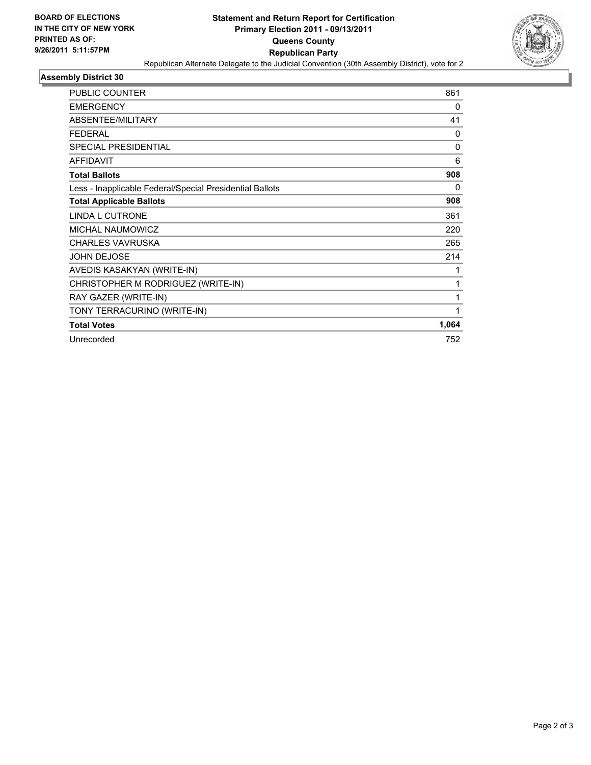**BOARD OF ELECTIONS IN THE CITY OF NEW YORK PRINTED AS OF: 9/26/2011 5:11:57PM**

# Statement and Return Report for Certification
## Primary Election 2011 - 09/13/2011
## Queens County
## Republican Party

Republican Alternate Delegate to the Judicial Convention (30th Assembly District), vote for 2

### Assembly District 30

| | |
|---|---|
| PUBLIC COUNTER | 861 |
| EMERGENCY | 0 |
| ABSENTEE/MILITARY | 41 |
| FEDERAL | 0 |
| SPECIAL PRESIDENTIAL | 0 |
| AFFIDAVIT | 6 |
| **Total Ballots** | **908** |
| Less - Inapplicable Federal/Special Presidential Ballots | 0 |
| **Total Applicable Ballots** | **908** |
| LINDA L CUTRONE | 361 |
| MICHAL NAUMOWICZ | 220 |
| CHARLES VAVRUSKA | 265 |
| JOHN DEJOSE | 214 |
| AVEDIS KASAKYAN (WRITE-IN) | 1 |
| CHRISTOPHER M RODRIGUEZ (WRITE-IN) | 1 |
| RAY GAZER (WRITE-IN) | 1 |
| TONY TERRACURINO (WRITE-IN) | 1 |
| **Total Votes** | **1,064** |
| Unrecorded | 752 |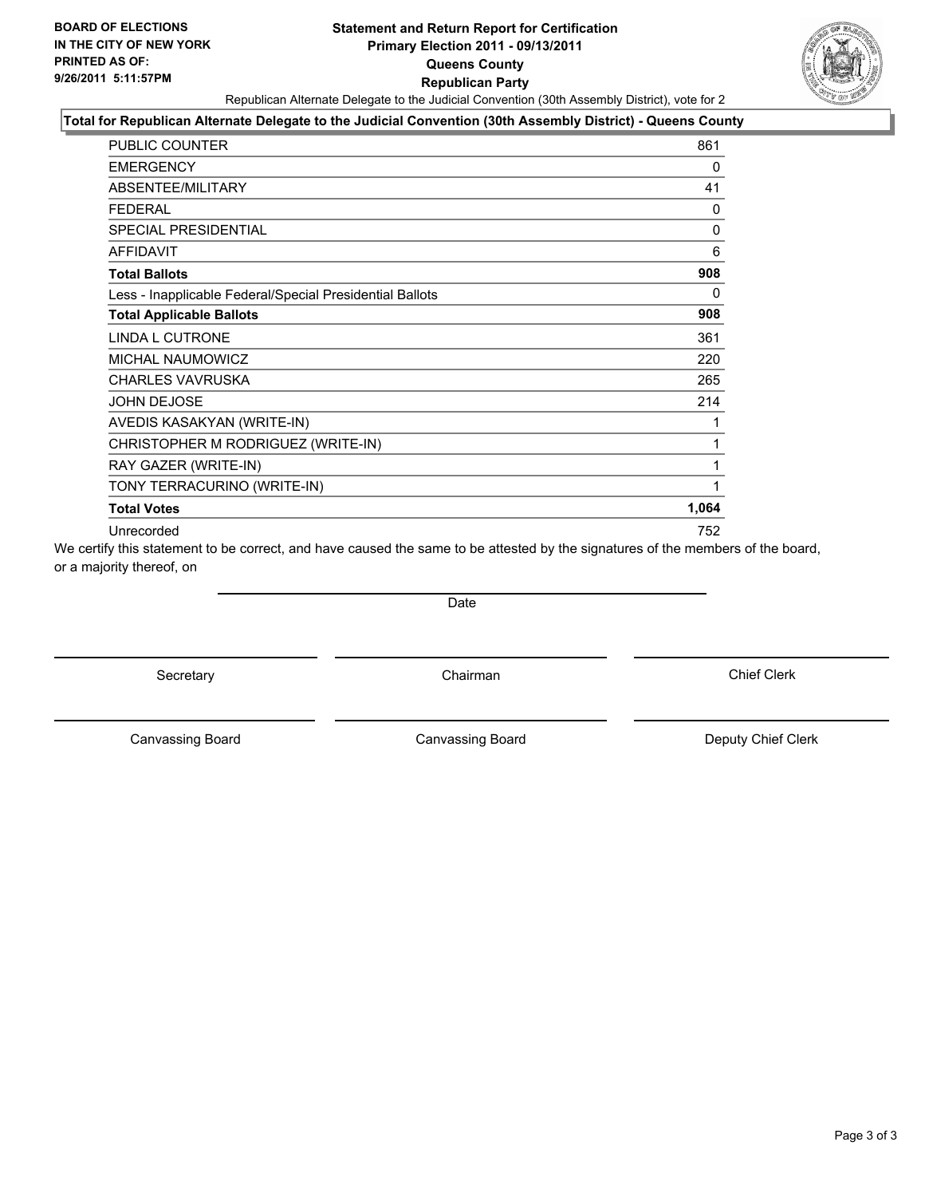**BOARD OF ELECTIONS IN THE CITY OF NEW YORK PRINTED AS OF: 9/26/2011 5:11:57PM**

**Statement and Return Report for Certification**
**Primary Election 2011 - 09/13/2011**
**Queens County**
**Republican Party**

Republican Alternate Delegate to the Judicial Convention (30th Assembly District), vote for 2

**Total for Republican Alternate Delegate to the Judicial Convention (30th Assembly District) - Queens County**

| | |
|---|---|
| PUBLIC COUNTER | 861 |
| EMERGENCY | 0 |
| ABSENTEE/MILITARY | 41 |
| FEDERAL | 0 |
| SPECIAL PRESIDENTIAL | 0 |
| AFFIDAVIT | 6 |
| **Total Ballots** | **908** |
| Less - Inapplicable Federal/Special Presidential Ballots | 0 |
| **Total Applicable Ballots** | **908** |
| LINDA L CUTRONE | 361 |
| MICHAL NAUMOWICZ | 220 |
| CHARLES VAVRUSKA | 265 |
| JOHN DEJOSE | 214 |
| AVEDIS KASAKYAN (WRITE-IN) | 1 |
| CHRISTOPHER M RODRIGUEZ (WRITE-IN) | 1 |
| RAY GAZER (WRITE-IN) | 1 |
| TONY TERRACURINO (WRITE-IN) | 1 |
| **Total Votes** | **1,064** |
| Unrecorded | 752 |

We certify this statement to be correct, and have caused the same to be attested by the signatures of the members of the board, or a majority thereof, on

Date

Secretary | Chairman | Chief Clerk

Canvassing Board | Canvassing Board | Deputy Chief Clerk